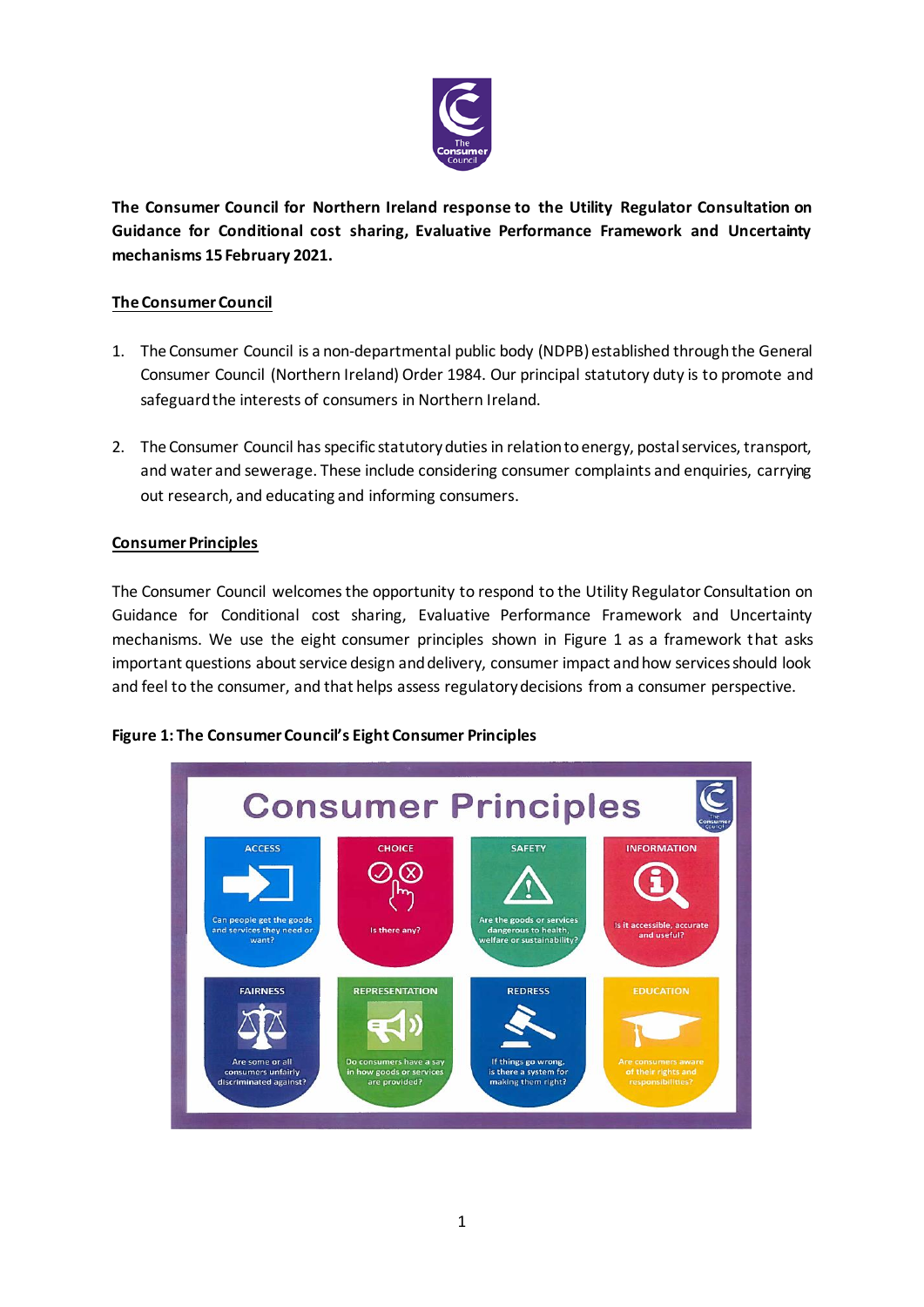**The Consumer Council for Northern Ireland response to the Utility Regulator Consultation on Guidance for Conditional cost sharing, Evaluative Performance Framework and Uncertainty mechanisms 15 February 2021.**

## The Consumer Council

1. The Consumer Council is a non-departmental public body (NDPB) established through the General Consumer Council (Northern Ireland) Order 1984. Our principal statutory duty is to promote and safeguard the interests of consumers in Northern Ireland.

2. The Consumer Council has specific statutory duties in relation to energy, postal services, transport, and water and sewerage. These include considering consumer complaints and enquiries, carrying out research, and educating and informing consumers.

## Consumer Principles

The Consumer Council welcomes the opportunity to respond to the Utility Regulator Consultation on Guidance for Conditional cost sharing, Evaluative Performance Framework and Uncertainty mechanisms. We use the eight consumer principles shown in Figure 1 as a framework that asks important questions about service design and delivery, consumer impact and how services should look and feel to the consumer, and that helps assess regulatory decisions from a consumer perspective.

**Figure 1: The Consumer Council's Eight Consumer Principles**

**Consumer Principles**

- **ACCESS**: Can people get the goods and services they need or want?
- **CHOICE**: Is there any?
- **SAFETY**: Are the goods or services dangerous to health, welfare or sustainability?
- **INFORMATION**: Is it accessible, accurate and useful?
- **FAIRNESS**: Are some or all consumers unfairly discriminated against?
- **REPRESENTATION**: Do consumers have a say in how goods or services are provided?
- **REDRESS**: If things go wrong, is there a system for making them right?
- **EDUCATION**: Are consumers aware of their rights and responsibilities?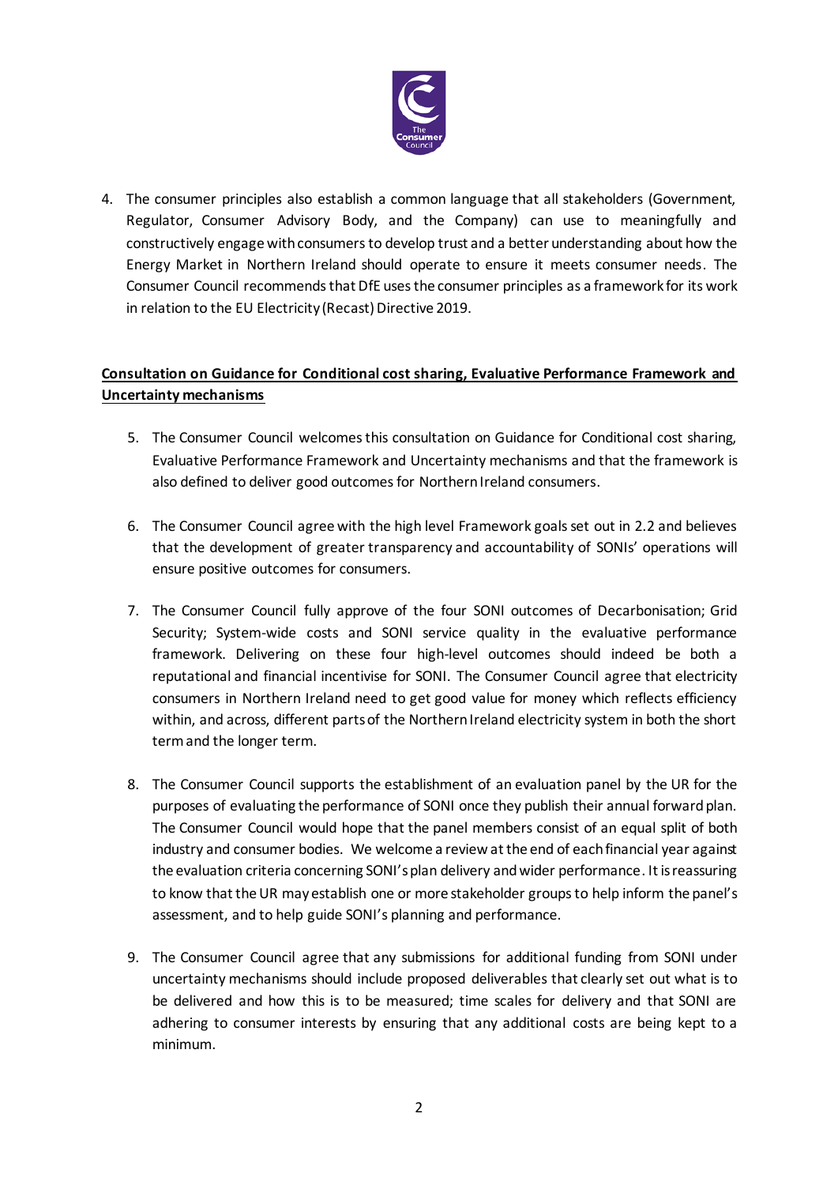4. The consumer principles also establish a common language that all stakeholders (Government, Regulator, Consumer Advisory Body, and the Company) can use to meaningfully and constructively engage with consumers to develop trust and a better understanding about how the Energy Market in Northern Ireland should operate to ensure it meets consumer needs. The Consumer Council recommends that DfE uses the consumer principles as a framework for its work in relation to the EU Electricity (Recast) Directive 2019.

**Consultation on Guidance for Conditional cost sharing, Evaluative Performance Framework and Uncertainty mechanisms**

5. The Consumer Council welcomes this consultation on Guidance for Conditional cost sharing, Evaluative Performance Framework and Uncertainty mechanisms and that the framework is also defined to deliver good outcomes for Northern Ireland consumers.

6. The Consumer Council agree with the high level Framework goals set out in 2.2 and believes that the development of greater transparency and accountability of SONIs' operations will ensure positive outcomes for consumers.

7. The Consumer Council fully approve of the four SONI outcomes of Decarbonisation; Grid Security; System-wide costs and SONI service quality in the evaluative performance framework. Delivering on these four high-level outcomes should indeed be both a reputational and financial incentivise for SONI. The Consumer Council agree that electricity consumers in Northern Ireland need to get good value for money which reflects efficiency within, and across, different parts of the Northern Ireland electricity system in both the short term and the longer term.

8. The Consumer Council supports the establishment of an evaluation panel by the UR for the purposes of evaluating the performance of SONI once they publish their annual forward plan. The Consumer Council would hope that the panel members consist of an equal split of both industry and consumer bodies. We welcome a review at the end of each financial year against the evaluation criteria concerning SONI's plan delivery and wider performance. It is reassuring to know that the UR may establish one or more stakeholder groups to help inform the panel's assessment, and to help guide SONI's planning and performance.

9. The Consumer Council agree that any submissions for additional funding from SONI under uncertainty mechanisms should include proposed deliverables that clearly set out what is to be delivered and how this is to be measured; time scales for delivery and that SONI are adhering to consumer interests by ensuring that any additional costs are being kept to a minimum.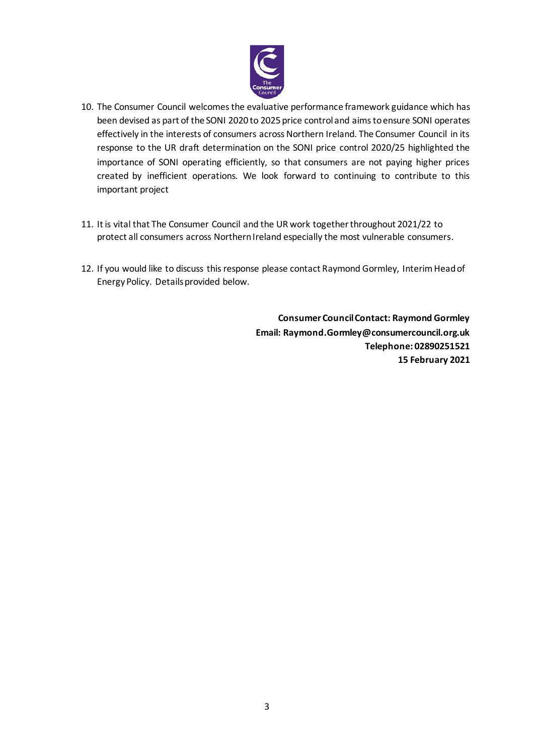10. The Consumer Council welcomes the evaluative performance framework guidance which has been devised as part of the SONI 2020 to 2025 price control and aims to ensure SONI operates effectively in the interests of consumers across Northern Ireland. The Consumer Council in its response to the UR draft determination on the SONI price control 2020/25 highlighted the importance of SONI operating efficiently, so that consumers are not paying higher prices created by inefficient operations. We look forward to continuing to contribute to this important project

11. It is vital that The Consumer Council and the UR work together throughout 2021/22 to protect all consumers across Northern Ireland especially the most vulnerable consumers.

12. If you would like to discuss this response please contact Raymond Gormley, Interim Head of Energy Policy. Details provided below.

**Consumer Council Contact: Raymond Gormley**
**Email: Raymond.Gormley@consumercouncil.org.uk**
**Telephone: 02890251521**
**15 February 2021**